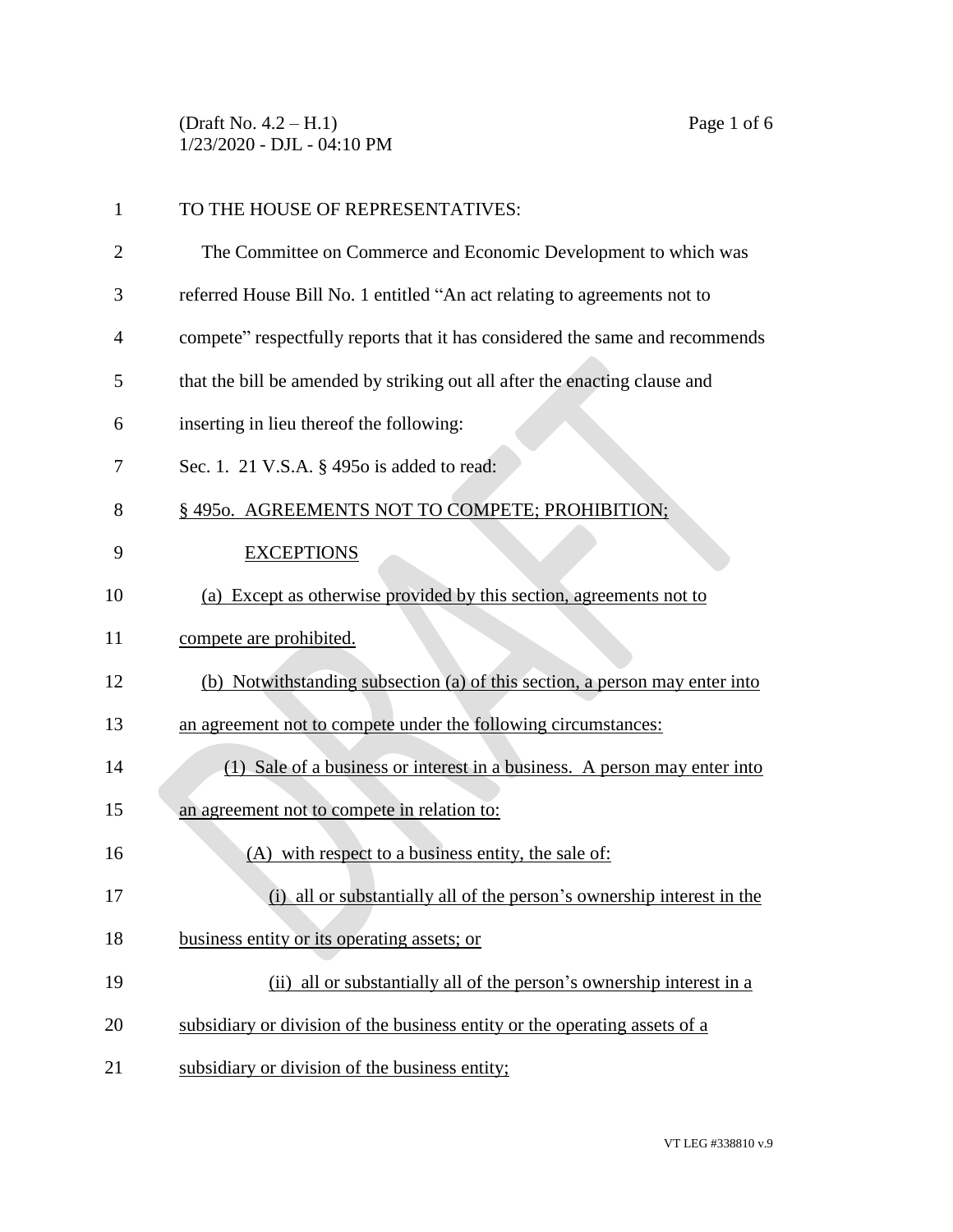TO THE HOUSE OF REPRESENTATIVES:

The Committee on Commerce and Economic Development to which was referred House Bill No. 1 entitled "An act relating to agreements not to compete" respectfully reports that it has considered the same and recommends that the bill be amended by striking out all after the enacting clause and inserting in lieu thereof the following:

Sec. 1. 21 V.S.A. § 495o is added to read:

§ 495o. AGREEMENTS NOT TO COMPETE; PROHIBITION; EXCEPTIONS

(a) Except as otherwise provided by this section, agreements not to compete are prohibited.

(b) Notwithstanding subsection (a) of this section, a person may enter into an agreement not to compete under the following circumstances:

(1) Sale of a business or interest in a business. A person may enter into an agreement not to compete in relation to:

(A) with respect to a business entity, the sale of:

(i) all or substantially all of the person's ownership interest in the business entity or its operating assets; or

(ii) all or substantially all of the person's ownership interest in a subsidiary or division of the business entity or the operating assets of a subsidiary or division of the business entity;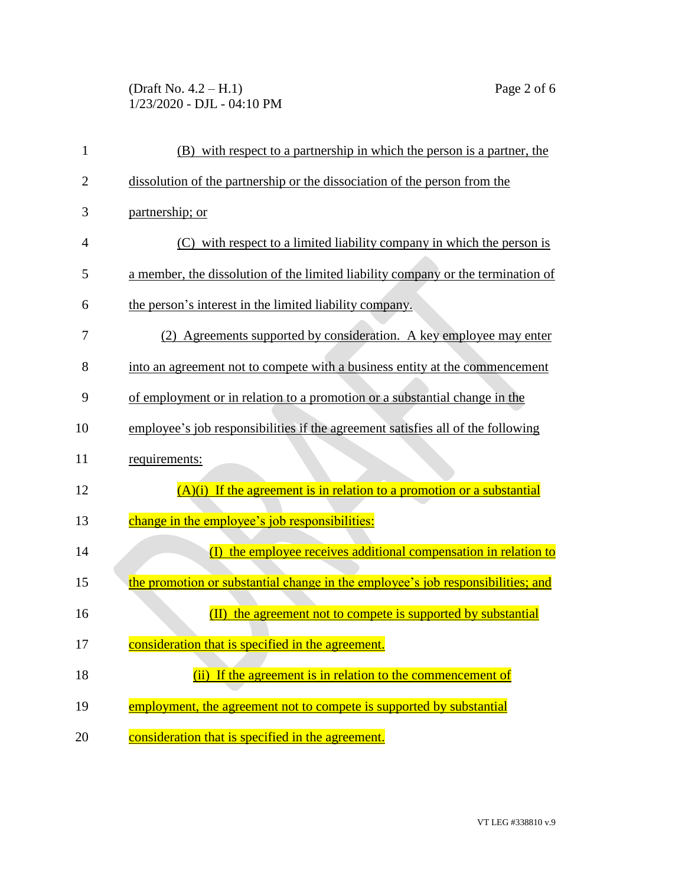(B) with respect to a partnership in which the person is a partner, the dissolution of the partnership or the dissociation of the person from the partnership; or

(C) with respect to a limited liability company in which the person is a member, the dissolution of the limited liability company or the termination of the person's interest in the limited liability company.

(2) Agreements supported by consideration. A key employee may enter into an agreement not to compete with a business entity at the commencement of employment or in relation to a promotion or a substantial change in the employee's job responsibilities if the agreement satisfies all of the following requirements:

(A)(i) If the agreement is in relation to a promotion or a substantial change in the employee's job responsibilities:

(I) the employee receives additional compensation in relation to the promotion or substantial change in the employee's job responsibilities; and

(II) the agreement not to compete is supported by substantial consideration that is specified in the agreement.

(ii) If the agreement is in relation to the commencement of employment, the agreement not to compete is supported by substantial consideration that is specified in the agreement.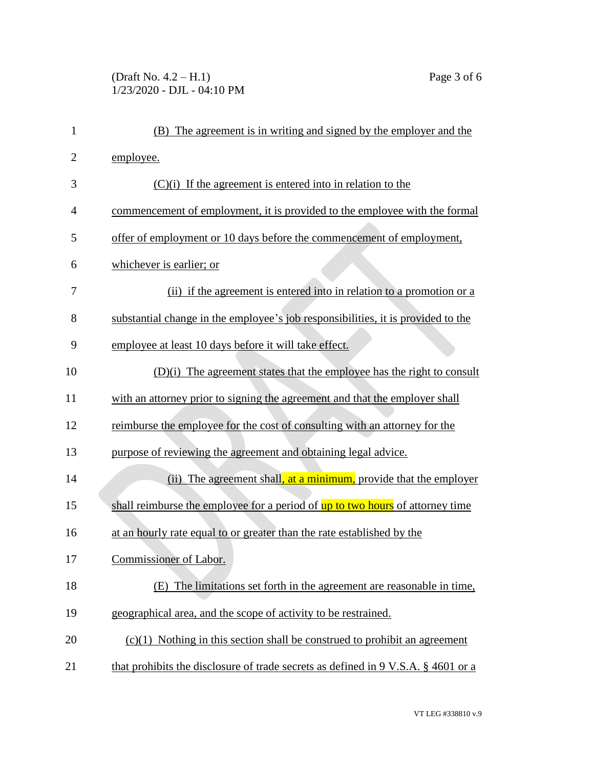(B) The agreement is in writing and signed by the employer and the employee.

(C)(i) If the agreement is entered into in relation to the commencement of employment, it is provided to the employee with the formal offer of employment or 10 days before the commencement of employment, whichever is earlier; or

(ii) if the agreement is entered into in relation to a promotion or a substantial change in the employee's job responsibilities, it is provided to the employee at least 10 days before it will take effect.

(D)(i) The agreement states that the employee has the right to consult with an attorney prior to signing the agreement and that the employer shall reimburse the employee for the cost of consulting with an attorney for the purpose of reviewing the agreement and obtaining legal advice.

(ii) The agreement shall, at a minimum, provide that the employer shall reimburse the employee for a period of up to two hours of attorney time at an hourly rate equal to or greater than the rate established by the Commissioner of Labor.

(E) The limitations set forth in the agreement are reasonable in time, geographical area, and the scope of activity to be restrained.

(c)(1) Nothing in this section shall be construed to prohibit an agreement that prohibits the disclosure of trade secrets as defined in 9 V.S.A. § 4601 or a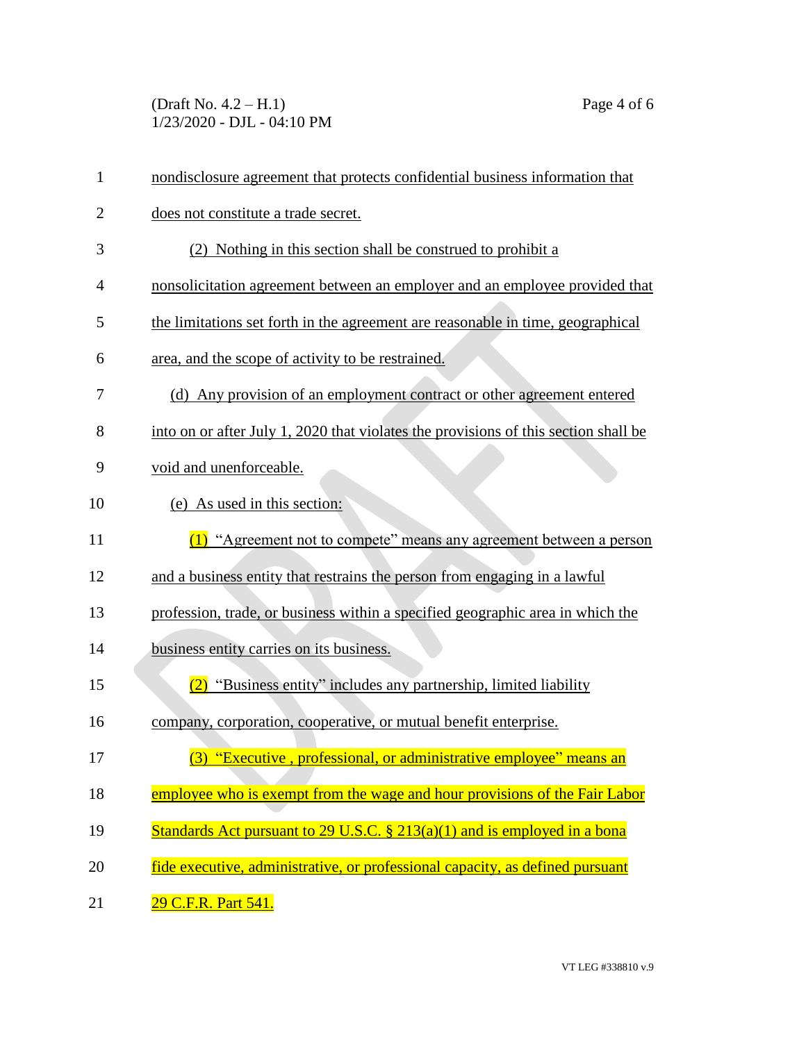nondisclosure agreement that protects confidential business information that does not constitute a trade secret.

(2) Nothing in this section shall be construed to prohibit a nonsolicitation agreement between an employer and an employee provided that the limitations set forth in the agreement are reasonable in time, geographical area, and the scope of activity to be restrained.

(d) Any provision of an employment contract or other agreement entered into on or after July 1, 2020 that violates the provisions of this section shall be void and unenforceable.

(e) As used in this section:

(1) "Agreement not to compete" means any agreement between a person and a business entity that restrains the person from engaging in a lawful profession, trade, or business within a specified geographic area in which the business entity carries on its business.

(2) "Business entity" includes any partnership, limited liability company, corporation, cooperative, or mutual benefit enterprise.

(3) "Executive , professional, or administrative employee" means an employee who is exempt from the wage and hour provisions of the Fair Labor Standards Act pursuant to 29 U.S.C. § 213(a)(1) and is employed in a bona fide executive, administrative, or professional capacity, as defined pursuant 29 C.F.R. Part 541.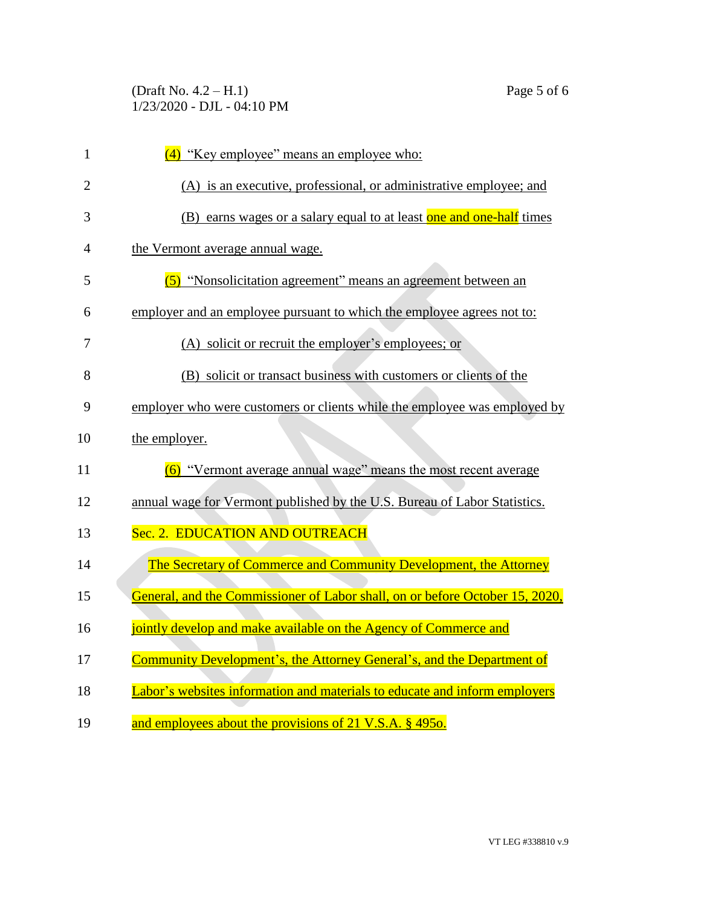(4) "Key employee" means an employee who:

(A) is an executive, professional, or administrative employee; and

(B) earns wages or a salary equal to at least one and one-half times the Vermont average annual wage.

(5) "Nonsolicitation agreement" means an agreement between an employer and an employee pursuant to which the employee agrees not to:

(A) solicit or recruit the employer's employees; or

(B) solicit or transact business with customers or clients of the employer who were customers or clients while the employee was employed by the employer.

(6) "Vermont average annual wage" means the most recent average annual wage for Vermont published by the U.S. Bureau of Labor Statistics.

Sec. 2. EDUCATION AND OUTREACH

The Secretary of Commerce and Community Development, the Attorney General, and the Commissioner of Labor shall, on or before October 15, 2020, jointly develop and make available on the Agency of Commerce and Community Development's, the Attorney General's, and the Department of Labor's websites information and materials to educate and inform employers and employees about the provisions of 21 V.S.A. § 495o.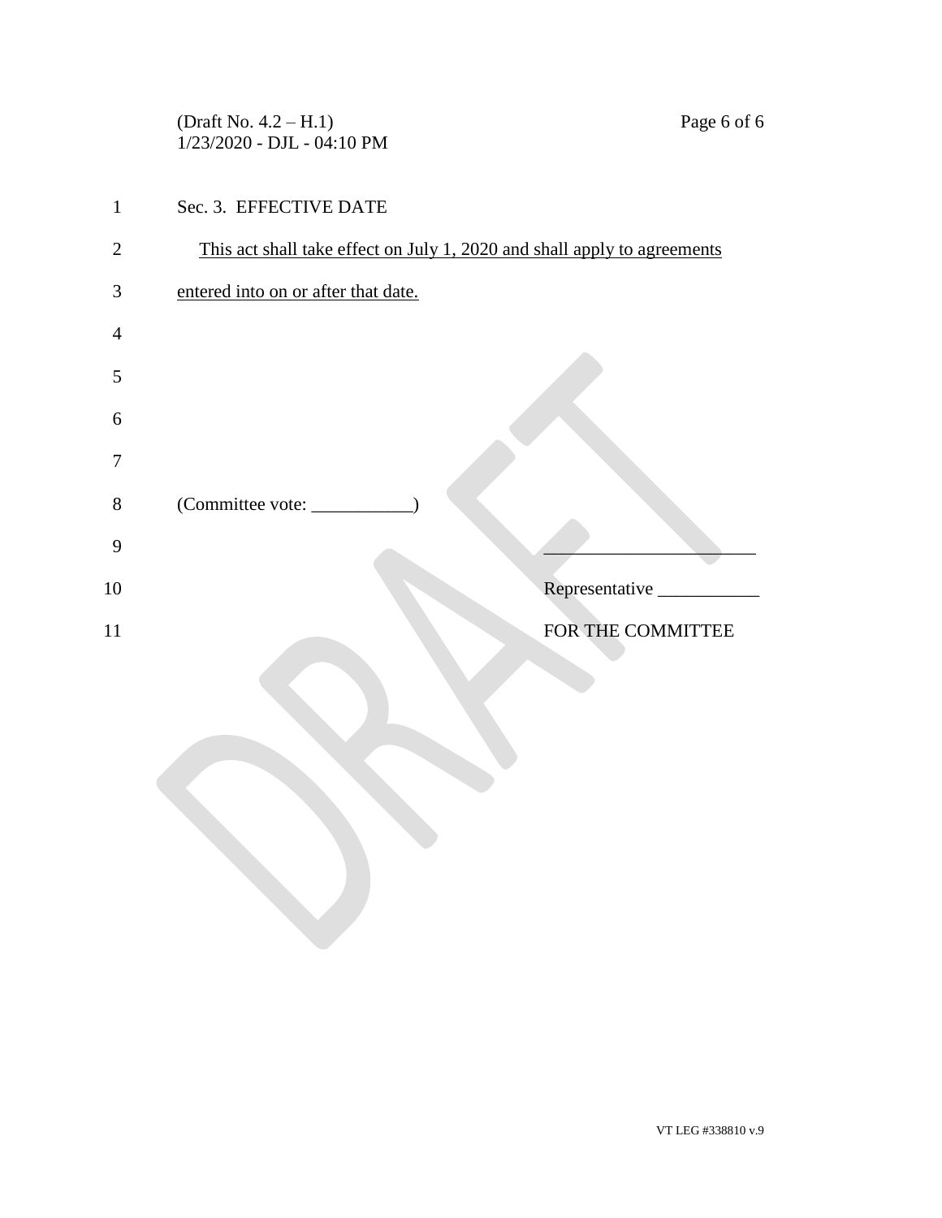Sec. 3. EFFECTIVE DATE

This act shall take effect on July 1, 2020 and shall apply to agreements entered into on or after that date.

(Committee vote: ___________)

_______________________

Representative ___________

FOR THE COMMITTEE